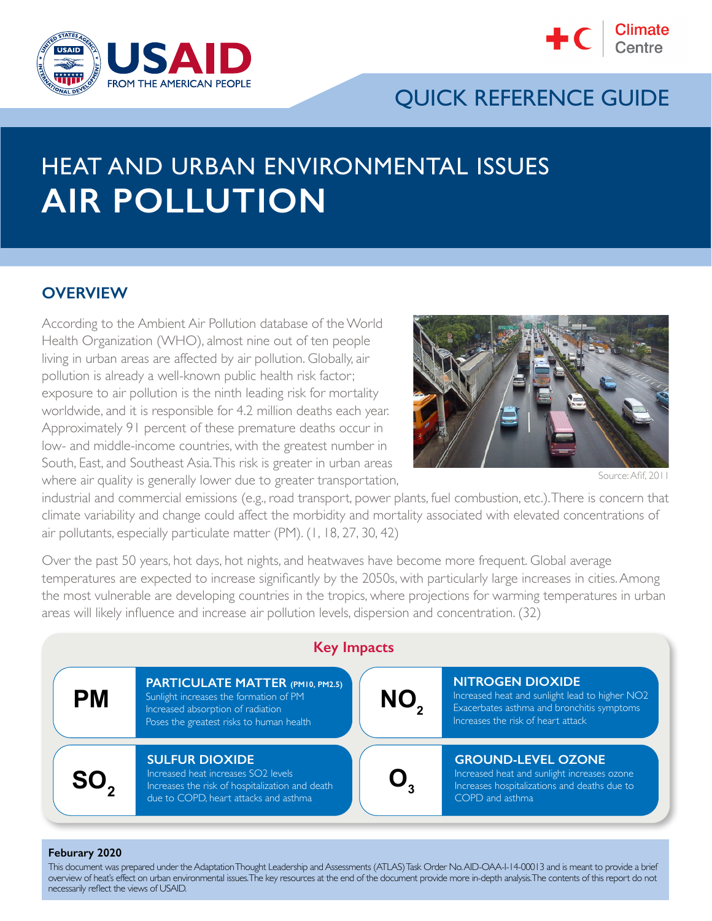USAID FROM THE AMERICAN PEOPLE

Climate Centre

QUICK REFERENCE GUIDE

# HEAT AND URBAN ENVIRONMENTAL ISSUES
# AIR POLLUTION

## OVERVIEW

According to the Ambient Air Pollution database of the World Health Organization (WHO), almost nine out of ten people living in urban areas are affected by air pollution. Globally, air pollution is already a well-known public health risk factor; exposure to air pollution is the ninth leading risk for mortality worldwide, and it is responsible for 4.2 million deaths each year. Approximately 91 percent of these premature deaths occur in low- and middle-income countries, with the greatest number in South, East, and Southeast Asia. This risk is greater in urban areas where air quality is generally lower due to greater transportation, industrial and commercial emissions (e.g., road transport, power plants, fuel combustion, etc.). There is concern that climate variability and change could affect the morbidity and mortality associated with elevated concentrations of air pollutants, especially particulate matter (PM). (1, 18, 27, 30, 42)

Source: Afif, 2011

Over the past 50 years, hot days, hot nights, and heatwaves have become more frequent. Global average temperatures are expected to increase significantly by the 2050s, with particularly large increases in cities. Among the most vulnerable are developing countries in the tropics, where projections for warming temperatures in urban areas will likely influence and increase air pollution levels, dispersion and concentration. (32)

### Key Impacts

**PM — PARTICULATE MATTER (PM10, PM2.5)**
- Sunlight increases the formation of PM
- Increased absorption of radiation
- Poses the greatest risks to human health

**$NO_2$ — NITROGEN DIOXIDE**
- Increased heat and sunlight lead to higher NO2
- Exacerbates asthma and bronchitis symptoms
- Increases the risk of heart attack

**$SO_2$ — SULFUR DIOXIDE**
- Increased heat increases SO2 levels
- Increases the risk of hospitalization and death due to COPD, heart attacks and asthma

**$O_3$ — GROUND-LEVEL OZONE**
- Increased heat and sunlight increases ozone
- Increases hospitalizations and deaths due to COPD and asthma

**Feburary 2020**

This document was prepared under the Adaptation Thought Leadership and Assessments (ATLAS) Task Order No. AID-OAA-I-14-00013 and is meant to provide a brief overview of heat's effect on urban environmental issues. The key resources at the end of the document provide more in-depth analysis. The contents of this report do not necessarily reflect the views of USAID.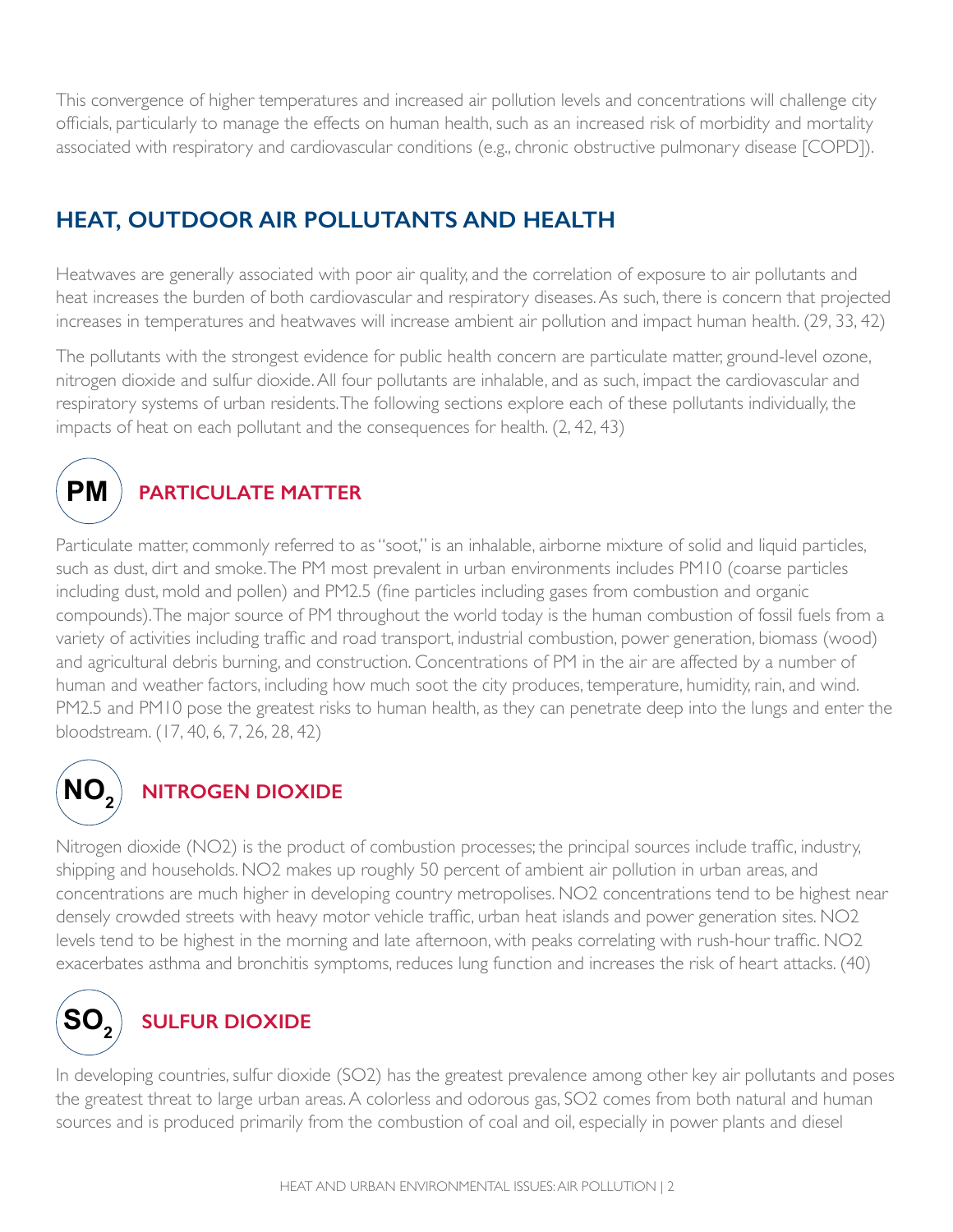This convergence of higher temperatures and increased air pollution levels and concentrations will challenge city officials, particularly to manage the effects on human health, such as an increased risk of morbidity and mortality associated with respiratory and cardiovascular conditions (e.g., chronic obstructive pulmonary disease [COPD]).

## HEAT, OUTDOOR AIR POLLUTANTS AND HEALTH

Heatwaves are generally associated with poor air quality, and the correlation of exposure to air pollutants and heat increases the burden of both cardiovascular and respiratory diseases. As such, there is concern that projected increases in temperatures and heatwaves will increase ambient air pollution and impact human health. (29, 33, 42)

The pollutants with the strongest evidence for public health concern are particulate matter, ground-level ozone, nitrogen dioxide and sulfur dioxide. All four pollutants are inhalable, and as such, impact the cardiovascular and respiratory systems of urban residents. The following sections explore each of these pollutants individually, the impacts of heat on each pollutant and the consequences for health. (2, 42, 43)

### PM PARTICULATE MATTER

Particulate matter, commonly referred to as "soot," is an inhalable, airborne mixture of solid and liquid particles, such as dust, dirt and smoke. The PM most prevalent in urban environments includes PM10 (coarse particles including dust, mold and pollen) and PM2.5 (fine particles including gases from combustion and organic compounds). The major source of PM throughout the world today is the human combustion of fossil fuels from a variety of activities including traffic and road transport, industrial combustion, power generation, biomass (wood) and agricultural debris burning, and construction. Concentrations of PM in the air are affected by a number of human and weather factors, including how much soot the city produces, temperature, humidity, rain, and wind. PM2.5 and PM10 pose the greatest risks to human health, as they can penetrate deep into the lungs and enter the bloodstream. (17, 40, 6, 7, 26, 28, 42)

### $NO_2$ NITROGEN DIOXIDE

Nitrogen dioxide (NO2) is the product of combustion processes; the principal sources include traffic, industry, shipping and households. NO2 makes up roughly 50 percent of ambient air pollution in urban areas, and concentrations are much higher in developing country metropolises. NO2 concentrations tend to be highest near densely crowded streets with heavy motor vehicle traffic, urban heat islands and power generation sites. NO2 levels tend to be highest in the morning and late afternoon, with peaks correlating with rush-hour traffic. NO2 exacerbates asthma and bronchitis symptoms, reduces lung function and increases the risk of heart attacks. (40)

### $SO_2$ SULFUR DIOXIDE

In developing countries, sulfur dioxide (SO2) has the greatest prevalence among other key air pollutants and poses the greatest threat to large urban areas. A colorless and odorous gas, SO2 comes from both natural and human sources and is produced primarily from the combustion of coal and oil, especially in power plants and diesel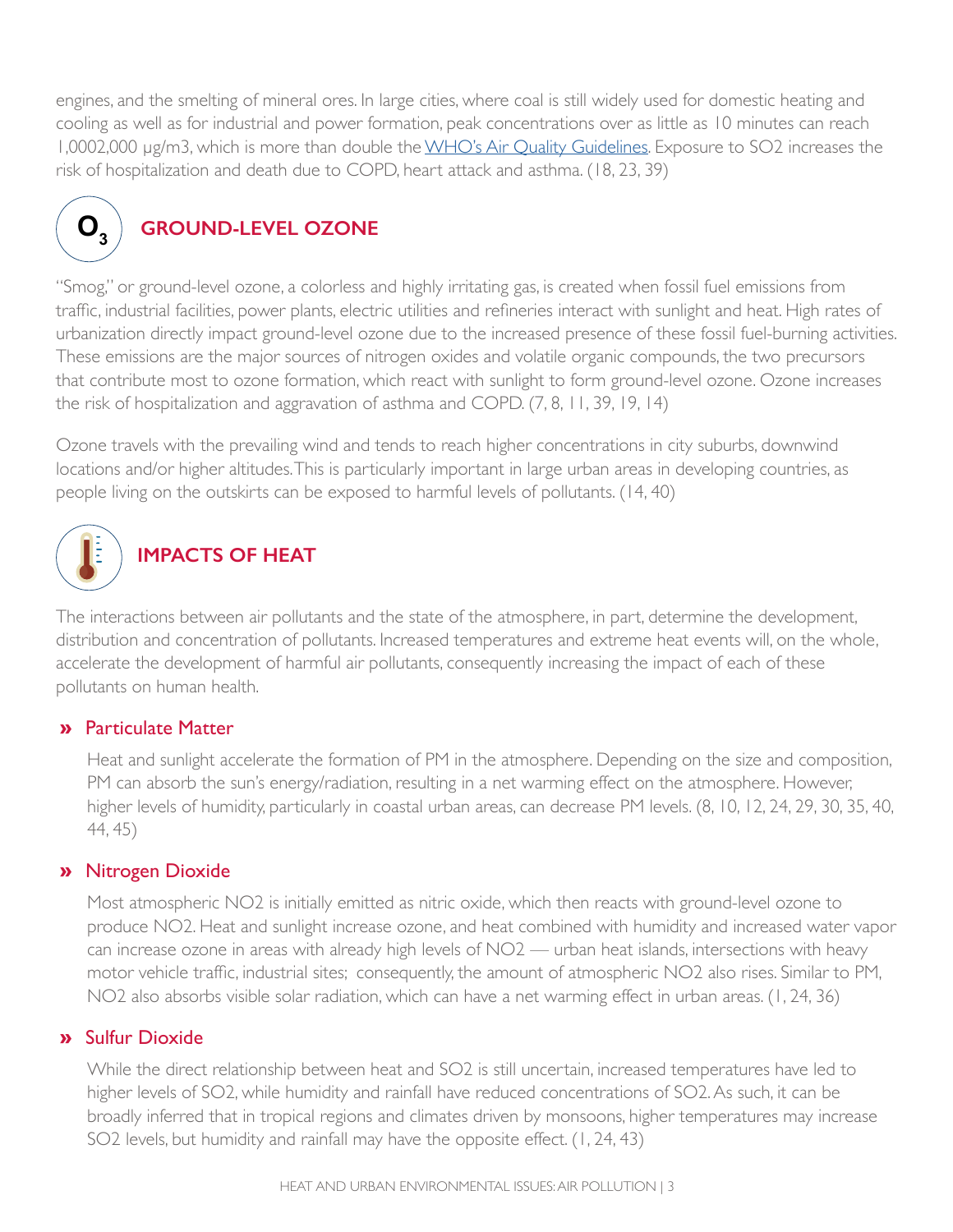engines, and the smelting of mineral ores. In large cities, where coal is still widely used for domestic heating and cooling as well as for industrial and power formation, peak concentrations over as little as 10 minutes can reach 1,0002,000 μg/m3, which is more than double the [WHO's Air Quality Guidelines](). Exposure to SO2 increases the risk of hospitalization and death due to COPD, heart attack and asthma. (18, 23, 39)

## $O_3$ GROUND-LEVEL OZONE

"Smog," or ground-level ozone, a colorless and highly irritating gas, is created when fossil fuel emissions from traffic, industrial facilities, power plants, electric utilities and refineries interact with sunlight and heat. High rates of urbanization directly impact ground-level ozone due to the increased presence of these fossil fuel-burning activities. These emissions are the major sources of nitrogen oxides and volatile organic compounds, the two precursors that contribute most to ozone formation, which react with sunlight to form ground-level ozone. Ozone increases the risk of hospitalization and aggravation of asthma and COPD. (7, 8, 11, 39, 19, 14)

Ozone travels with the prevailing wind and tends to reach higher concentrations in city suburbs, downwind locations and/or higher altitudes. This is particularly important in large urban areas in developing countries, as people living on the outskirts can be exposed to harmful levels of pollutants. (14, 40)

## IMPACTS OF HEAT

The interactions between air pollutants and the state of the atmosphere, in part, determine the development, distribution and concentration of pollutants. Increased temperatures and extreme heat events will, on the whole, accelerate the development of harmful air pollutants, consequently increasing the impact of each of these pollutants on human health.

### » Particulate Matter

Heat and sunlight accelerate the formation of PM in the atmosphere. Depending on the size and composition, PM can absorb the sun's energy/radiation, resulting in a net warming effect on the atmosphere. However, higher levels of humidity, particularly in coastal urban areas, can decrease PM levels. (8, 10, 12, 24, 29, 30, 35, 40, 44, 45)

### » Nitrogen Dioxide

Most atmospheric NO2 is initially emitted as nitric oxide, which then reacts with ground-level ozone to produce NO2. Heat and sunlight increase ozone, and heat combined with humidity and increased water vapor can increase ozone in areas with already high levels of NO2 — urban heat islands, intersections with heavy motor vehicle traffic, industrial sites; consequently, the amount of atmospheric NO2 also rises. Similar to PM, NO2 also absorbs visible solar radiation, which can have a net warming effect in urban areas. (1, 24, 36)

### » Sulfur Dioxide

While the direct relationship between heat and SO2 is still uncertain, increased temperatures have led to higher levels of SO2, while humidity and rainfall have reduced concentrations of SO2. As such, it can be broadly inferred that in tropical regions and climates driven by monsoons, higher temperatures may increase SO2 levels, but humidity and rainfall may have the opposite effect. (1, 24, 43)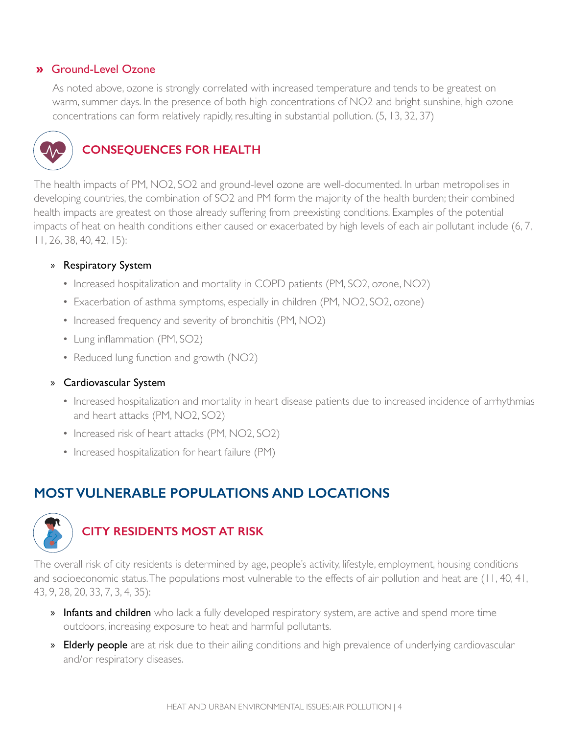### » Ground-Level Ozone

As noted above, ozone is strongly correlated with increased temperature and tends to be greatest on warm, summer days. In the presence of both high concentrations of $NO_2$ and bright sunshine, high ozone concentrations can form relatively rapidly, resulting in substantial pollution. (5, 13, 32, 37)

## CONSEQUENCES FOR HEALTH

The health impacts of PM, $NO_2$, $SO_2$ and ground-level ozone are well-documented. In urban metropolises in developing countries, the combination of $SO_2$ and PM form the majority of the health burden; their combined health impacts are greatest on those already suffering from preexisting conditions. Examples of the potential impacts of heat on health conditions either caused or exacerbated by high levels of each air pollutant include (6, 7, 11, 26, 38, 40, 42, 15):

» Respiratory System

- Increased hospitalization and mortality in COPD patients (PM, $SO_2$, ozone, $NO_2$)
- Exacerbation of asthma symptoms, especially in children (PM, $NO_2$, $SO_2$, ozone)
- Increased frequency and severity of bronchitis (PM, $NO_2$)
- Lung inflammation (PM, $SO_2$)
- Reduced lung function and growth ($NO_2$)

» Cardiovascular System

- Increased hospitalization and mortality in heart disease patients due to increased incidence of arrhythmias and heart attacks (PM, $NO_2$, $SO_2$)
- Increased risk of heart attacks (PM, $NO_2$, $SO_2$)
- Increased hospitalization for heart failure (PM)

# MOST VULNERABLE POPULATIONS AND LOCATIONS

## CITY RESIDENTS MOST AT RISK

The overall risk of city residents is determined by age, people's activity, lifestyle, employment, housing conditions and socioeconomic status. The populations most vulnerable to the effects of air pollution and heat are (11, 40, 41, 43, 9, 28, 20, 33, 7, 3, 4, 35):

» **Infants and children** who lack a fully developed respiratory system, are active and spend more time outdoors, increasing exposure to heat and harmful pollutants.

» **Elderly people** are at risk due to their ailing conditions and high prevalence of underlying cardiovascular and/or respiratory diseases.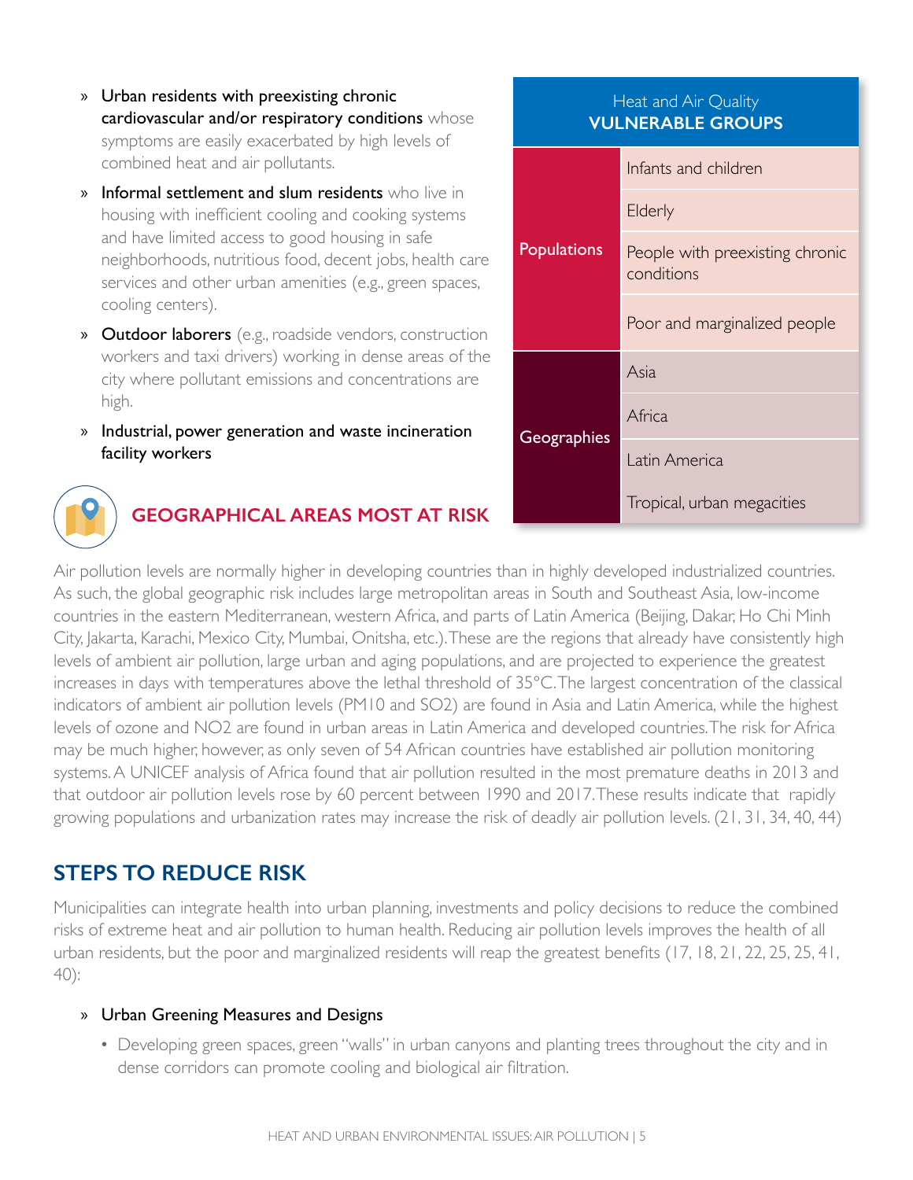- **Urban residents with preexisting chronic cardiovascular and/or respiratory conditions** whose symptoms are easily exacerbated by high levels of combined heat and air pollutants.
- **Informal settlement and slum residents** who live in housing with inefficient cooling and cooking systems and have limited access to good housing in safe neighborhoods, nutritious food, decent jobs, health care services and other urban amenities (e.g., green spaces, cooling centers).
- **Outdoor laborers** (e.g., roadside vendors, construction workers and taxi drivers) working in dense areas of the city where pollutant emissions and concentrations are high.
- **Industrial, power generation and waste incineration facility workers**

| Heat and Air Quality **VULNERABLE GROUPS** | |
|---|---|
| Populations | Infants and children |
| | Elderly |
| | People with preexisting chronic conditions |
| | Poor and marginalized people |
| Geographies | Asia |
| | Africa |
| | Latin America |
| | Tropical, urban megacities |

## GEOGRAPHICAL AREAS MOST AT RISK

Air pollution levels are normally higher in developing countries than in highly developed industrialized countries. As such, the global geographic risk includes large metropolitan areas in South and Southeast Asia, low-income countries in the eastern Mediterranean, western Africa, and parts of Latin America (Beijing, Dakar, Ho Chi Minh City, Jakarta, Karachi, Mexico City, Mumbai, Onitsha, etc.). These are the regions that already have consistently high levels of ambient air pollution, large urban and aging populations, and are projected to experience the greatest increases in days with temperatures above the lethal threshold of 35°C. The largest concentration of the classical indicators of ambient air pollution levels ($PM_{10}$ and $SO_2$) are found in Asia and Latin America, while the highest levels of ozone and $NO_2$ are found in urban areas in Latin America and developed countries. The risk for Africa may be much higher, however, as only seven of 54 African countries have established air pollution monitoring systems. A UNICEF analysis of Africa found that air pollution resulted in the most premature deaths in 2013 and that outdoor air pollution levels rose by 60 percent between 1990 and 2017. These results indicate that rapidly growing populations and urbanization rates may increase the risk of deadly air pollution levels. (21, 31, 34, 40, 44)

## STEPS TO REDUCE RISK

Municipalities can integrate health into urban planning, investments and policy decisions to reduce the combined risks of extreme heat and air pollution to human health. Reducing air pollution levels improves the health of all urban residents, but the poor and marginalized residents will reap the greatest benefits (17, 18, 21, 22, 25, 25, 41, 40):

- **Urban Greening Measures and Designs**
  - Developing green spaces, green "walls" in urban canyons and planting trees throughout the city and in dense corridors can promote cooling and biological air filtration.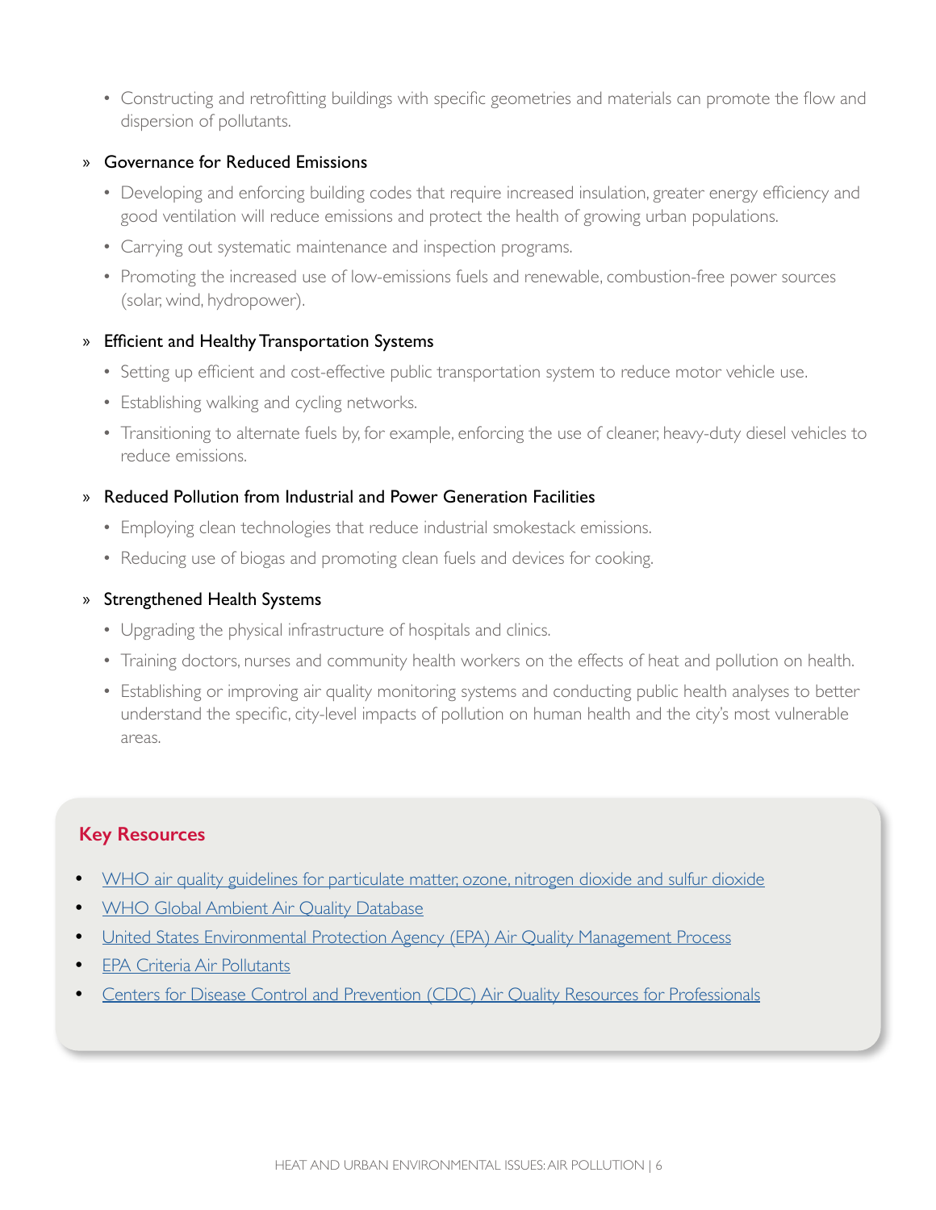- Constructing and retrofitting buildings with specific geometries and materials can promote the flow and dispersion of pollutants.

» **Governance for Reduced Emissions**

- Developing and enforcing building codes that require increased insulation, greater energy efficiency and good ventilation will reduce emissions and protect the health of growing urban populations.
- Carrying out systematic maintenance and inspection programs.
- Promoting the increased use of low-emissions fuels and renewable, combustion-free power sources (solar, wind, hydropower).

» **Efficient and Healthy Transportation Systems**

- Setting up efficient and cost-effective public transportation system to reduce motor vehicle use.
- Establishing walking and cycling networks.
- Transitioning to alternate fuels by, for example, enforcing the use of cleaner, heavy-duty diesel vehicles to reduce emissions.

» **Reduced Pollution from Industrial and Power Generation Facilities**

- Employing clean technologies that reduce industrial smokestack emissions.
- Reducing use of biogas and promoting clean fuels and devices for cooking.

» **Strengthened Health Systems**

- Upgrading the physical infrastructure of hospitals and clinics.
- Training doctors, nurses and community health workers on the effects of heat and pollution on health.
- Establishing or improving air quality monitoring systems and conducting public health analyses to better understand the specific, city-level impacts of pollution on human health and the city's most vulnerable areas.

## Key Resources

- WHO air quality guidelines for particulate matter, ozone, nitrogen dioxide and sulfur dioxide
- WHO Global Ambient Air Quality Database
- United States Environmental Protection Agency (EPA) Air Quality Management Process
- EPA Criteria Air Pollutants
- Centers for Disease Control and Prevention (CDC) Air Quality Resources for Professionals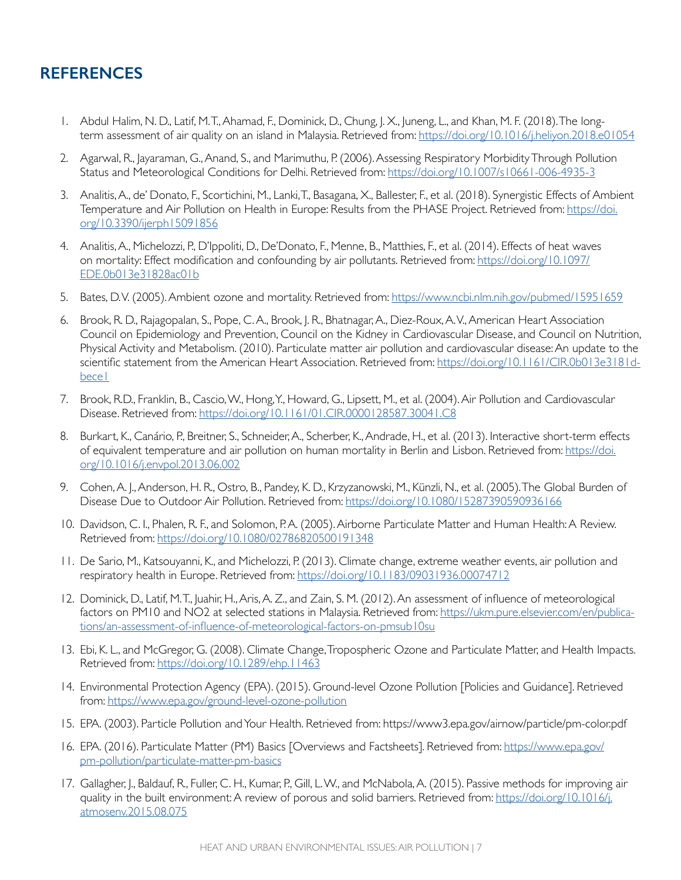## REFERENCES

1. Abdul Halim, N. D., Latif, M. T., Ahamad, F., Dominick, D., Chung, J. X., Juneng, L., and Khan, M. F. (2018). The long-term assessment of air quality on an island in Malaysia. Retrieved from: https://doi.org/10.1016/j.heliyon.2018.e01054
2. Agarwal, R., Jayaraman, G., Anand, S., and Marimuthu, P. (2006). Assessing Respiratory Morbidity Through Pollution Status and Meteorological Conditions for Delhi. Retrieved from: https://doi.org/10.1007/s10661-006-4935-3
3. Analitis, A., de' Donato, F., Scortichini, M., Lanki, T., Basagana, X., Ballester, F., et al. (2018). Synergistic Effects of Ambient Temperature and Air Pollution on Health in Europe: Results from the PHASE Project. Retrieved from: https://doi.org/10.3390/ijerph15091856
4. Analitis, A., Michelozzi, P., D'Ippoliti, D., De'Donato, F., Menne, B., Matthies, F., et al. (2014). Effects of heat waves on mortality: Effect modification and confounding by air pollutants. Retrieved from: https://doi.org/10.1097/EDE.0b013e31828ac01b
5. Bates, D.V. (2005). Ambient ozone and mortality. Retrieved from: https://www.ncbi.nlm.nih.gov/pubmed/15951659
6. Brook, R. D., Rajagopalan, S., Pope, C. A., Brook, J. R., Bhatnagar, A., Diez-Roux, A. V., American Heart Association Council on Epidemiology and Prevention, Council on the Kidney in Cardiovascular Disease, and Council on Nutrition, Physical Activity and Metabolism. (2010). Particulate matter air pollution and cardiovascular disease: An update to the scientific statement from the American Heart Association. Retrieved from: https://doi.org/10.1161/CIR.0b013e3181dbece1
7. Brook, R.D., Franklin, B., Cascio, W., Hong, Y., Howard, G., Lipsett, M., et al. (2004). Air Pollution and Cardiovascular Disease. Retrieved from: https://doi.org/10.1161/01.CIR.0000128587.30041.C8
8. Burkart, K., Canário, P., Breitner, S., Schneider, A., Scherber, K., Andrade, H., et al. (2013). Interactive short-term effects of equivalent temperature and air pollution on human mortality in Berlin and Lisbon. Retrieved from: https://doi.org/10.1016/j.envpol.2013.06.002
9. Cohen, A. J., Anderson, H. R., Ostro, B., Pandey, K. D., Krzyzanowski, M., Künzli, N., et al. (2005). The Global Burden of Disease Due to Outdoor Air Pollution. Retrieved from: https://doi.org/10.1080/15287390590936166
10. Davidson, C. I., Phalen, R. F., and Solomon, P. A. (2005). Airborne Particulate Matter and Human Health: A Review. Retrieved from: https://doi.org/10.1080/02786820500191348
11. De Sario, M., Katsouyanni, K., and Michelozzi, P. (2013). Climate change, extreme weather events, air pollution and respiratory health in Europe. Retrieved from: https://doi.org/10.1183/09031936.00074712
12. Dominick, D., Latif, M. T., Juahir, H., Aris, A. Z., and Zain, S. M. (2012). An assessment of influence of meteorological factors on PM10 and NO2 at selected stations in Malaysia. Retrieved from: https://ukm.pure.elsevier.com/en/publications/an-assessment-of-influence-of-meteorological-factors-on-pmsub10su
13. Ebi, K. L., and McGregor, G. (2008). Climate Change, Tropospheric Ozone and Particulate Matter, and Health Impacts. Retrieved from: https://doi.org/10.1289/ehp.11463
14. Environmental Protection Agency (EPA). (2015). Ground-level Ozone Pollution [Policies and Guidance]. Retrieved from: https://www.epa.gov/ground-level-ozone-pollution
15. EPA. (2003). Particle Pollution and Your Health. Retrieved from: https://www3.epa.gov/airnow/particle/pm-color.pdf
16. EPA. (2016). Particulate Matter (PM) Basics [Overviews and Factsheets]. Retrieved from: https://www.epa.gov/pm-pollution/particulate-matter-pm-basics
17. Gallagher, J., Baldauf, R., Fuller, C. H., Kumar, P., Gill, L. W., and McNabola, A. (2015). Passive methods for improving air quality in the built environment: A review of porous and solid barriers. Retrieved from: https://doi.org/10.1016/j.atmosenv.2015.08.075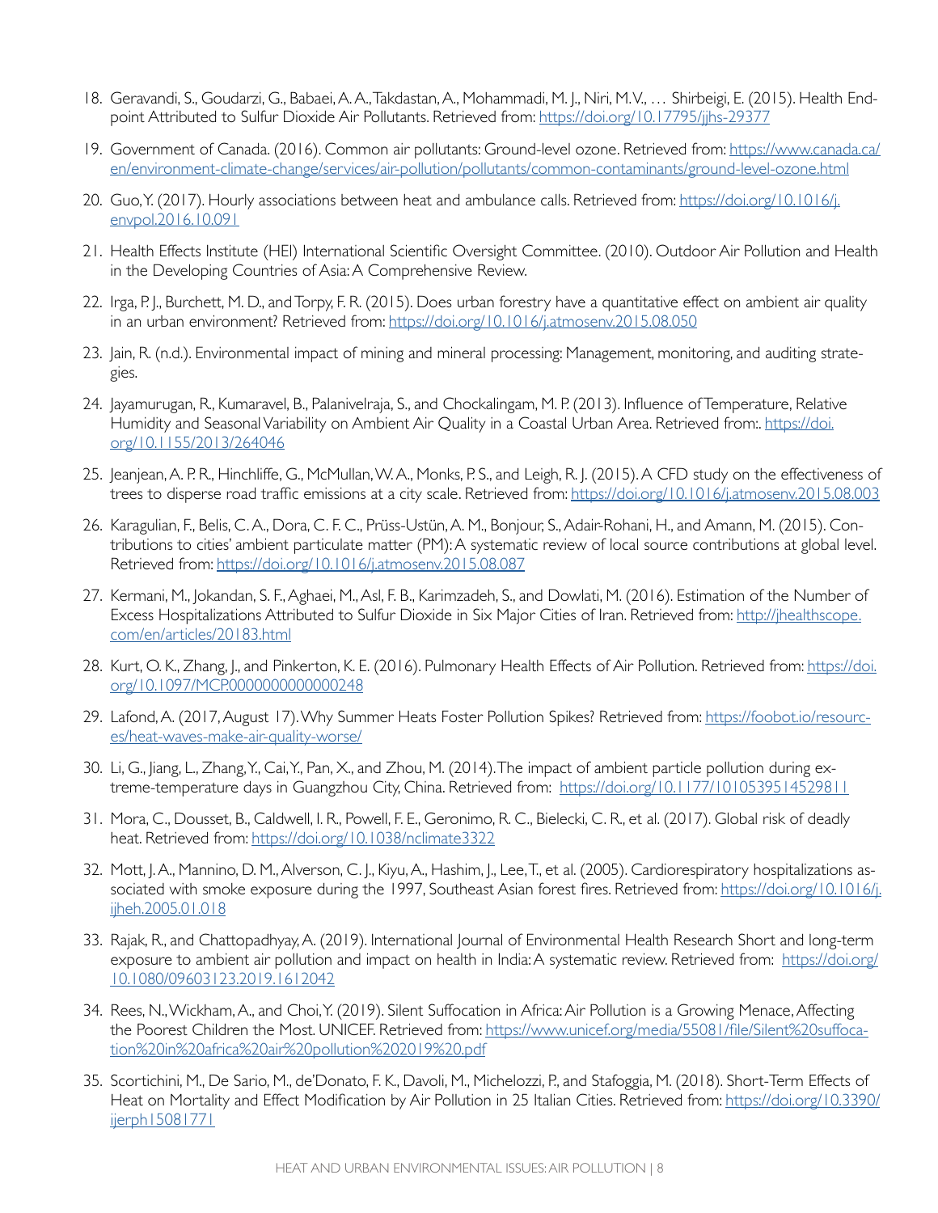18. Geravandi, S., Goudarzi, G., Babaei, A. A., Takdastan, A., Mohammadi, M. J., Niri, M.V., … Shirbeigi, E. (2015). Health Endpoint Attributed to Sulfur Dioxide Air Pollutants. Retrieved from: https://doi.org/10.17795/jjhs-29377

19. Government of Canada. (2016). Common air pollutants: Ground-level ozone. Retrieved from: https://www.canada.ca/en/environment-climate-change/services/air-pollution/pollutants/common-contaminants/ground-level-ozone.html

20. Guo, Y. (2017). Hourly associations between heat and ambulance calls. Retrieved from: https://doi.org/10.1016/j.envpol.2016.10.091

21. Health Effects Institute (HEI) International Scientific Oversight Committee. (2010). Outdoor Air Pollution and Health in the Developing Countries of Asia: A Comprehensive Review.

22. Irga, P. J., Burchett, M. D., and Torpy, F. R. (2015). Does urban forestry have a quantitative effect on ambient air quality in an urban environment? Retrieved from: https://doi.org/10.1016/j.atmosenv.2015.08.050

23. Jain, R. (n.d.). Environmental impact of mining and mineral processing: Management, monitoring, and auditing strategies.

24. Jayamurugan, R., Kumaravel, B., Palanivelraja, S., and Chockalingam, M. P. (2013). Influence of Temperature, Relative Humidity and Seasonal Variability on Ambient Air Quality in a Coastal Urban Area. Retrieved from:. https://doi.org/10.1155/2013/264046

25. Jeanjean, A. P. R., Hinchliffe, G., McMullan, W. A., Monks, P. S., and Leigh, R. J. (2015). A CFD study on the effectiveness of trees to disperse road traffic emissions at a city scale. Retrieved from: https://doi.org/10.1016/j.atmosenv.2015.08.003

26. Karagulian, F., Belis, C. A., Dora, C. F. C., Prüss-Ustün, A. M., Bonjour, S., Adair-Rohani, H., and Amann, M. (2015). Contributions to cities' ambient particulate matter (PM): A systematic review of local source contributions at global level. Retrieved from: https://doi.org/10.1016/j.atmosenv.2015.08.087

27. Kermani, M., Jokandan, S. F., Aghaei, M., Asl, F. B., Karimzadeh, S., and Dowlati, M. (2016). Estimation of the Number of Excess Hospitalizations Attributed to Sulfur Dioxide in Six Major Cities of Iran. Retrieved from: http://jhealthscope.com/en/articles/20183.html

28. Kurt, O. K., Zhang, J., and Pinkerton, K. E. (2016). Pulmonary Health Effects of Air Pollution. Retrieved from: https://doi.org/10.1097/MCP.0000000000000248

29. Lafond, A. (2017, August 17). Why Summer Heats Foster Pollution Spikes? Retrieved from: https://foobot.io/resources/heat-waves-make-air-quality-worse/

30. Li, G., Jiang, L., Zhang, Y., Cai, Y., Pan, X., and Zhou, M. (2014). The impact of ambient particle pollution during extreme-temperature days in Guangzhou City, China. Retrieved from: https://doi.org/10.1177/1010539514529811

31. Mora, C., Dousset, B., Caldwell, I. R., Powell, F. E., Geronimo, R. C., Bielecki, C. R., et al. (2017). Global risk of deadly heat. Retrieved from: https://doi.org/10.1038/nclimate3322

32. Mott, J. A., Mannino, D. M., Alverson, C. J., Kiyu, A., Hashim, J., Lee, T., et al. (2005). Cardiorespiratory hospitalizations associated with smoke exposure during the 1997, Southeast Asian forest fires. Retrieved from: https://doi.org/10.1016/j.ijheh.2005.01.018

33. Rajak, R., and Chattopadhyay, A. (2019). International Journal of Environmental Health Research Short and long-term exposure to ambient air pollution and impact on health in India: A systematic review. Retrieved from: https://doi.org/10.1080/09603123.2019.1612042

34. Rees, N., Wickham, A., and Choi, Y. (2019). Silent Suffocation in Africa: Air Pollution is a Growing Menace, Affecting the Poorest Children the Most. UNICEF. Retrieved from: https://www.unicef.org/media/55081/file/Silent%20suffocation%20in%20africa%20air%20pollution%202019%20.pdf

35. Scortichini, M., De Sario, M., de'Donato, F. K., Davoli, M., Michelozzi, P., and Stafoggia, M. (2018). Short-Term Effects of Heat on Mortality and Effect Modification by Air Pollution in 25 Italian Cities. Retrieved from: https://doi.org/10.3390/ijerph15081771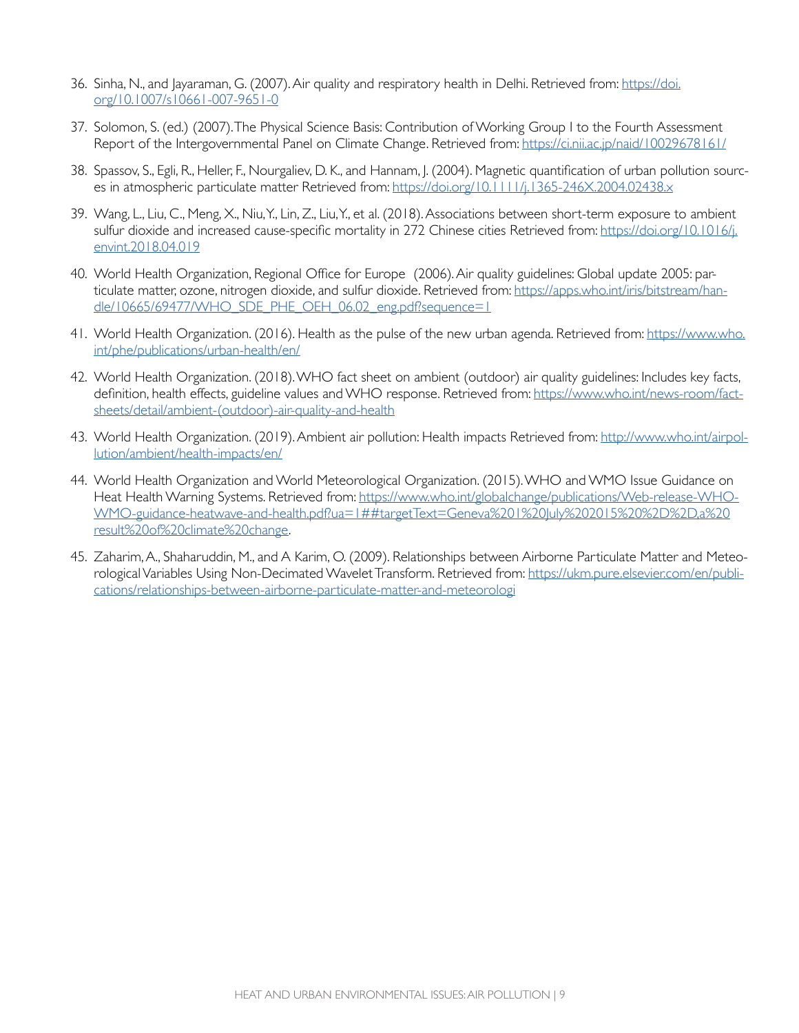36. Sinha, N., and Jayaraman, G. (2007). Air quality and respiratory health in Delhi. Retrieved from: https://doi.org/10.1007/s10661-007-9651-0

37. Solomon, S. (ed.) (2007). The Physical Science Basis: Contribution of Working Group I to the Fourth Assessment Report of the Intergovernmental Panel on Climate Change. Retrieved from: https://ci.nii.ac.jp/naid/10029678161/

38. Spassov, S., Egli, R., Heller, F., Nourgaliev, D. K., and Hannam, J. (2004). Magnetic quantification of urban pollution sources in atmospheric particulate matter Retrieved from: https://doi.org/10.1111/j.1365-246X.2004.02438.x

39. Wang, L., Liu, C., Meng, X., Niu, Y., Lin, Z., Liu, Y., et al. (2018). Associations between short-term exposure to ambient sulfur dioxide and increased cause-specific mortality in 272 Chinese cities Retrieved from: https://doi.org/10.1016/j.envint.2018.04.019

40. World Health Organization, Regional Office for Europe (2006). Air quality guidelines: Global update 2005: particulate matter, ozone, nitrogen dioxide, and sulfur dioxide. Retrieved from: https://apps.who.int/iris/bitstream/handle/10665/69477/WHO_SDE_PHE_OEH_06.02_eng.pdf?sequence=1

41. World Health Organization. (2016). Health as the pulse of the new urban agenda. Retrieved from: https://www.who.int/phe/publications/urban-health/en/

42. World Health Organization. (2018). WHO fact sheet on ambient (outdoor) air quality guidelines: Includes key facts, definition, health effects, guideline values and WHO response. Retrieved from: https://www.who.int/news-room/fact-sheets/detail/ambient-(outdoor)-air-quality-and-health

43. World Health Organization. (2019). Ambient air pollution: Health impacts Retrieved from: http://www.who.int/airpollution/ambient/health-impacts/en/

44. World Health Organization and World Meteorological Organization. (2015). WHO and WMO Issue Guidance on Heat Health Warning Systems. Retrieved from: https://www.who.int/globalchange/publications/Web-release-WHO-WMO-guidance-heatwave-and-health.pdf?ua=1##targetText=Geneva%201%20July%202015%20%2D%2D,a%20result%20of%20climate%20change.

45. Zaharim, A., Shaharuddin, M., and A Karim, O. (2009). Relationships between Airborne Particulate Matter and Meteorological Variables Using Non-Decimated Wavelet Transform. Retrieved from: https://ukm.pure.elsevier.com/en/publications/relationships-between-airborne-particulate-matter-and-meteorologi